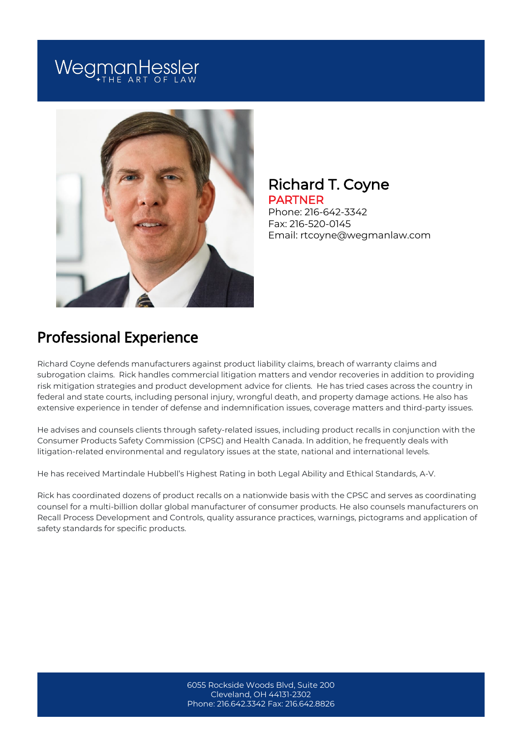WegmanHessler
THE ART OF LAW

# Richard T. Coyne

**PARTNER**

Phone: 216-642-3342
Fax: 216-520-0145
Email: rtcoyne@wegmanlaw.com

## Professional Experience

Richard Coyne defends manufacturers against product liability claims, breach of warranty claims and subrogation claims. Rick handles commercial litigation matters and vendor recoveries in addition to providing risk mitigation strategies and product development advice for clients. He has tried cases across the country in federal and state courts, including personal injury, wrongful death, and property damage actions. He also has extensive experience in tender of defense and indemnification issues, coverage matters and third-party issues.

He advises and counsels clients through safety-related issues, including product recalls in conjunction with the Consumer Products Safety Commission (CPSC) and Health Canada. In addition, he frequently deals with litigation-related environmental and regulatory issues at the state, national and international levels.

He has received Martindale Hubbell's Highest Rating in both Legal Ability and Ethical Standards, A-V.

Rick has coordinated dozens of product recalls on a nationwide basis with the CPSC and serves as coordinating counsel for a multi-billion dollar global manufacturer of consumer products. He also counsels manufacturers on Recall Process Development and Controls, quality assurance practices, warnings, pictograms and application of safety standards for specific products.

6055 Rockside Woods Blvd, Suite 200
Cleveland, OH 44131-2302
Phone: 216.642.3342 Fax: 216.642.8826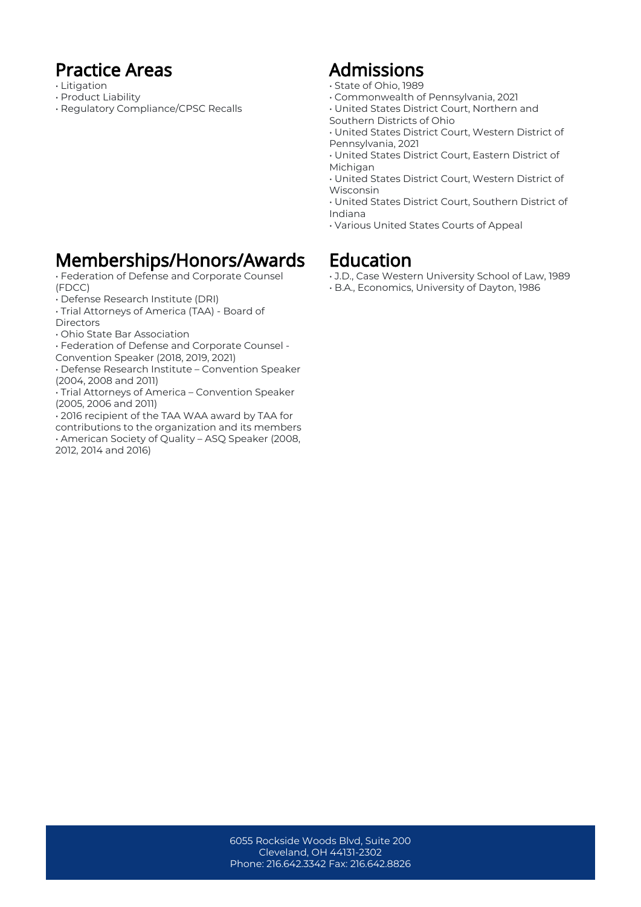## Practice Areas

- Litigation
- Product Liability
- Regulatory Compliance/CPSC Recalls

## Admissions

- State of Ohio, 1989
- Commonwealth of Pennsylvania, 2021
- United States District Court, Northern and Southern Districts of Ohio
- United States District Court, Western District of Pennsylvania, 2021
- United States District Court, Eastern District of Michigan
- United States District Court, Western District of Wisconsin
- United States District Court, Southern District of Indiana
- Various United States Courts of Appeal

## Memberships/Honors/Awards

- Federation of Defense and Corporate Counsel (FDCC)
- Defense Research Institute (DRI)
- Trial Attorneys of America (TAA) - Board of Directors
- Ohio State Bar Association
- Federation of Defense and Corporate Counsel - Convention Speaker (2018, 2019, 2021)
- Defense Research Institute – Convention Speaker (2004, 2008 and 2011)
- Trial Attorneys of America – Convention Speaker (2005, 2006 and 2011)
- 2016 recipient of the TAA WAA award by TAA for contributions to the organization and its members
- American Society of Quality – ASQ Speaker (2008, 2012, 2014 and 2016)

## Education

- J.D., Case Western University School of Law, 1989
- B.A., Economics, University of Dayton, 1986

6055 Rockside Woods Blvd, Suite 200
Cleveland, OH 44131-2302
Phone: 216.642.3342 Fax: 216.642.8826